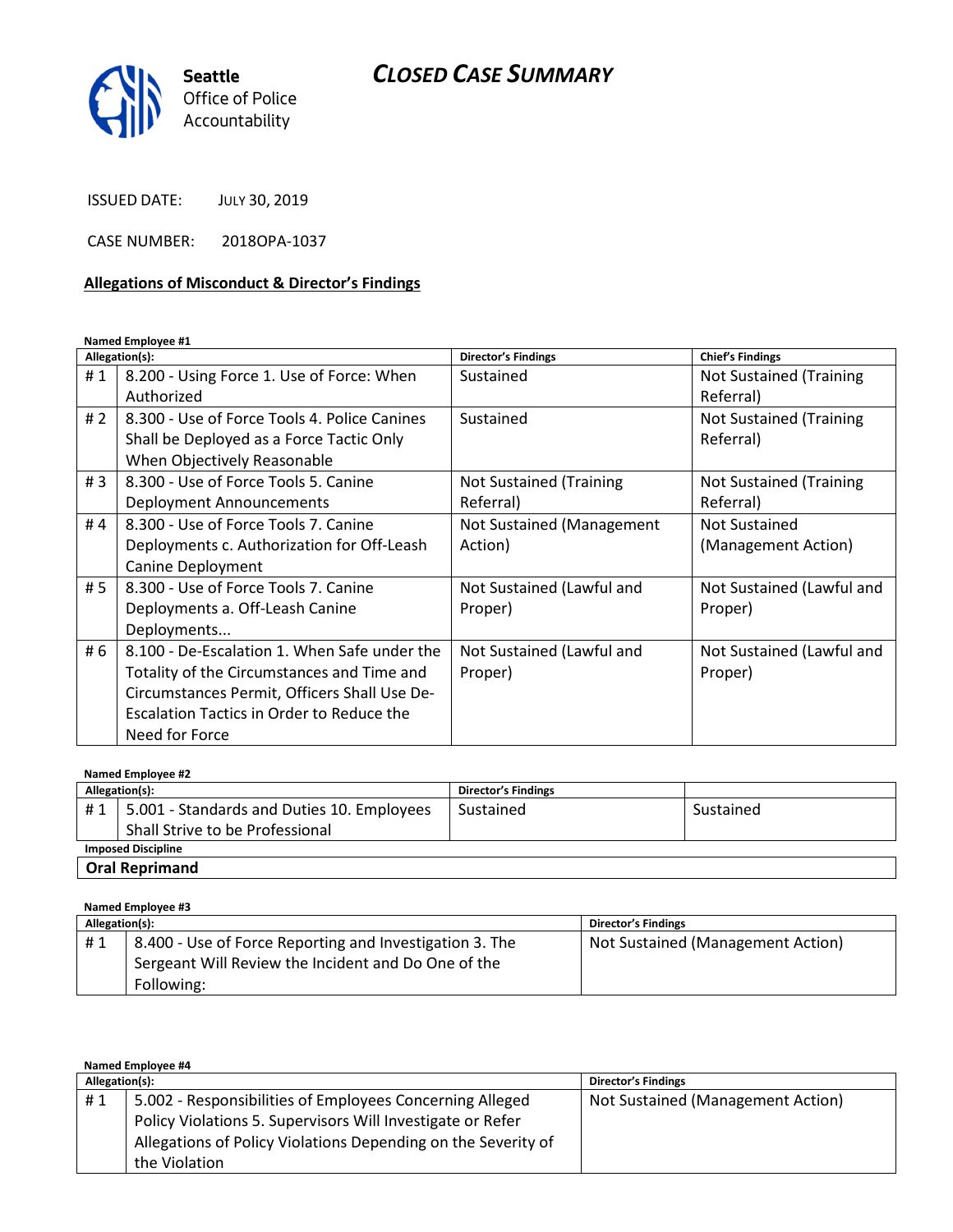Seattle Office of Police Accountability

# CLOSED CASE SUMMARY

ISSUED DATE: JULY 30, 2019

CASE NUMBER: 2018OPA-1037

## Allegations of Misconduct & Director's Findings

**Named Employee #1**

| Allegation(s): | | Director's Findings | Chief's Findings |
|---|---|---|---|
| # 1 | 8.200 - Using Force 1. Use of Force: When Authorized | Sustained | Not Sustained (Training Referral) |
| # 2 | 8.300 - Use of Force Tools 4. Police Canines Shall be Deployed as a Force Tactic Only When Objectively Reasonable | Sustained | Not Sustained (Training Referral) |
| # 3 | 8.300 - Use of Force Tools 5. Canine Deployment Announcements | Not Sustained (Training Referral) | Not Sustained (Training Referral) |
| # 4 | 8.300 - Use of Force Tools 7. Canine Deployments c. Authorization for Off-Leash Canine Deployment | Not Sustained (Management Action) | Not Sustained (Management Action) |
| # 5 | 8.300 - Use of Force Tools 7. Canine Deployments a. Off-Leash Canine Deployments... | Not Sustained (Lawful and Proper) | Not Sustained (Lawful and Proper) |
| # 6 | 8.100 - De-Escalation 1. When Safe under the Totality of the Circumstances and Time and Circumstances Permit, Officers Shall Use De-Escalation Tactics in Order to Reduce the Need for Force | Not Sustained (Lawful and Proper) | Not Sustained (Lawful and Proper) |

**Named Employee #2**

| Allegation(s): | | Director's Findings | |
|---|---|---|---|
| # 1 | 5.001 - Standards and Duties 10. Employees Shall Strive to be Professional | Sustained | Sustained |

**Imposed Discipline**

**Oral Reprimand**

**Named Employee #3**

| Allegation(s): | | Director's Findings |
|---|---|---|
| # 1 | 8.400 - Use of Force Reporting and Investigation 3. The Sergeant Will Review the Incident and Do One of the Following: | Not Sustained (Management Action) |

**Named Employee #4**

| Allegation(s): | | Director's Findings |
|---|---|---|
| # 1 | 5.002 - Responsibilities of Employees Concerning Alleged Policy Violations 5. Supervisors Will Investigate or Refer Allegations of Policy Violations Depending on the Severity of the Violation | Not Sustained (Management Action) |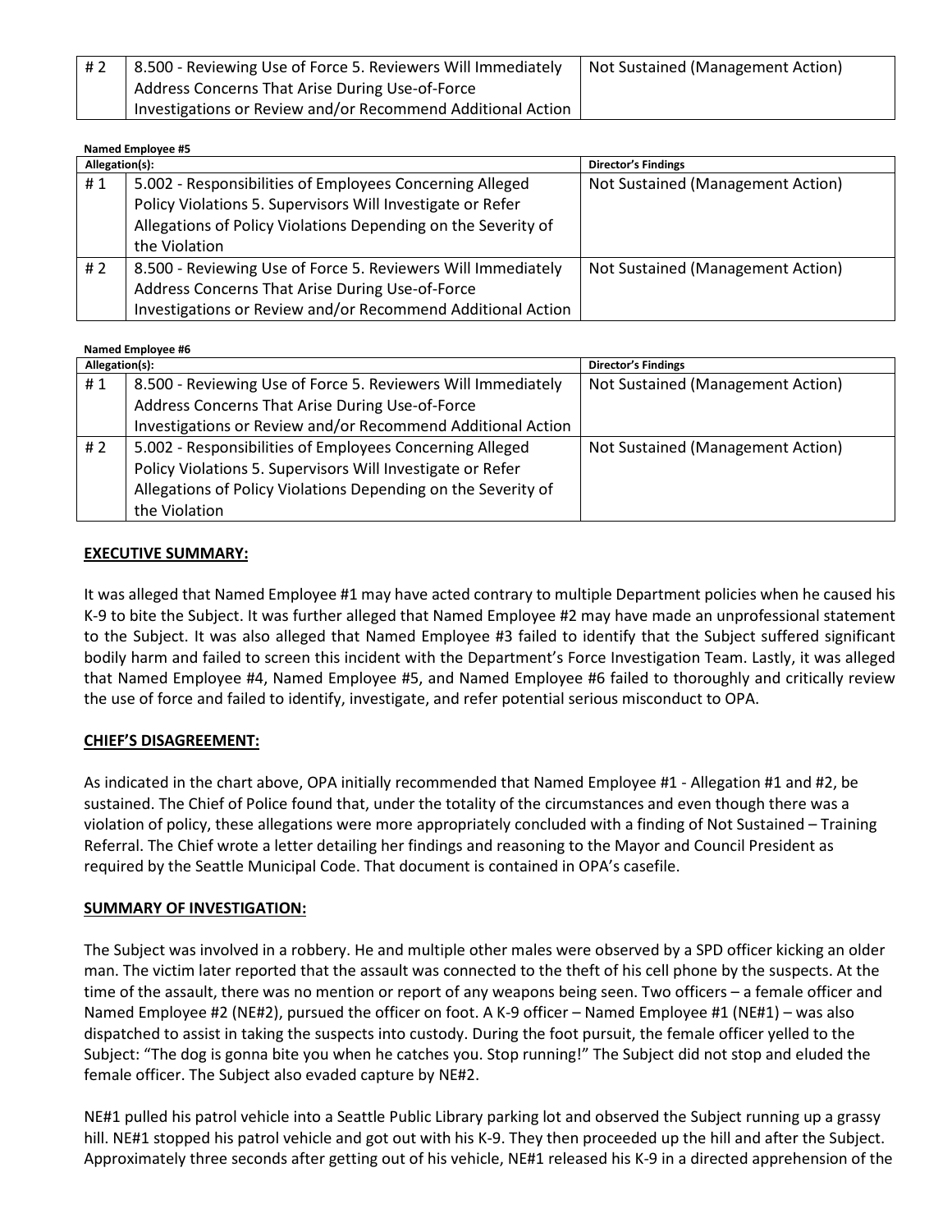| # 2 | 8.500 - Reviewing Use of Force 5. Reviewers Will Immediately Address Concerns That Arise During Use-of-Force Investigations or Review and/or Recommend Additional Action | Not Sustained (Management Action) |
|---|---|---|

**Named Employee #5**

| Allegation(s): | | Director's Findings |
|---|---|---|
| # 1 | 5.002 - Responsibilities of Employees Concerning Alleged Policy Violations 5. Supervisors Will Investigate or Refer Allegations of Policy Violations Depending on the Severity of the Violation | Not Sustained (Management Action) |
| # 2 | 8.500 - Reviewing Use of Force 5. Reviewers Will Immediately Address Concerns That Arise During Use-of-Force Investigations or Review and/or Recommend Additional Action | Not Sustained (Management Action) |

**Named Employee #6**

| Allegation(s): | | Director's Findings |
|---|---|---|
| # 1 | 8.500 - Reviewing Use of Force 5. Reviewers Will Immediately Address Concerns That Arise During Use-of-Force Investigations or Review and/or Recommend Additional Action | Not Sustained (Management Action) |
| # 2 | 5.002 - Responsibilities of Employees Concerning Alleged Policy Violations 5. Supervisors Will Investigate or Refer Allegations of Policy Violations Depending on the Severity of the Violation | Not Sustained (Management Action) |

## EXECUTIVE SUMMARY:

It was alleged that Named Employee #1 may have acted contrary to multiple Department policies when he caused his K-9 to bite the Subject. It was further alleged that Named Employee #2 may have made an unprofessional statement to the Subject. It was also alleged that Named Employee #3 failed to identify that the Subject suffered significant bodily harm and failed to screen this incident with the Department's Force Investigation Team. Lastly, it was alleged that Named Employee #4, Named Employee #5, and Named Employee #6 failed to thoroughly and critically review the use of force and failed to identify, investigate, and refer potential serious misconduct to OPA.

## CHIEF'S DISAGREEMENT:

As indicated in the chart above, OPA initially recommended that Named Employee #1 - Allegation #1 and #2, be sustained. The Chief of Police found that, under the totality of the circumstances and even though there was a violation of policy, these allegations were more appropriately concluded with a finding of Not Sustained – Training Referral. The Chief wrote a letter detailing her findings and reasoning to the Mayor and Council President as required by the Seattle Municipal Code. That document is contained in OPA's casefile.

## SUMMARY OF INVESTIGATION:

The Subject was involved in a robbery. He and multiple other males were observed by a SPD officer kicking an older man. The victim later reported that the assault was connected to the theft of his cell phone by the suspects. At the time of the assault, there was no mention or report of any weapons being seen. Two officers – a female officer and Named Employee #2 (NE#2), pursued the officer on foot. A K-9 officer – Named Employee #1 (NE#1) – was also dispatched to assist in taking the suspects into custody. During the foot pursuit, the female officer yelled to the Subject: "The dog is gonna bite you when he catches you. Stop running!" The Subject did not stop and eluded the female officer. The Subject also evaded capture by NE#2.

NE#1 pulled his patrol vehicle into a Seattle Public Library parking lot and observed the Subject running up a grassy hill. NE#1 stopped his patrol vehicle and got out with his K-9. They then proceeded up the hill and after the Subject. Approximately three seconds after getting out of his vehicle, NE#1 released his K-9 in a directed apprehension of the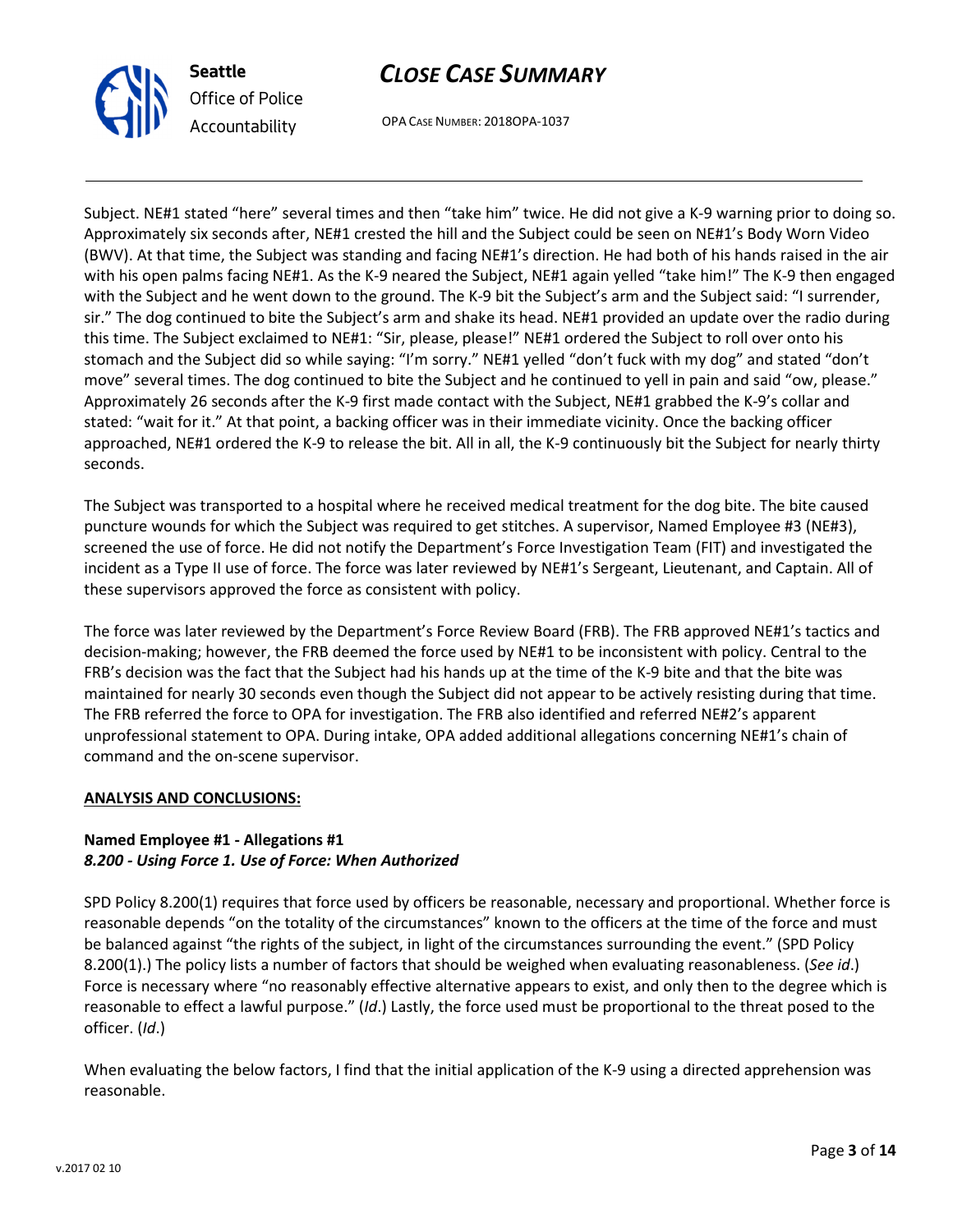Subject. NE#1 stated "here" several times and then "take him" twice. He did not give a K-9 warning prior to doing so. Approximately six seconds after, NE#1 crested the hill and the Subject could be seen on NE#1's Body Worn Video (BWV). At that time, the Subject was standing and facing NE#1's direction. He had both of his hands raised in the air with his open palms facing NE#1. As the K-9 neared the Subject, NE#1 again yelled "take him!" The K-9 then engaged with the Subject and he went down to the ground. The K-9 bit the Subject's arm and the Subject said: "I surrender, sir." The dog continued to bite the Subject's arm and shake its head. NE#1 provided an update over the radio during this time. The Subject exclaimed to NE#1: "Sir, please, please!" NE#1 ordered the Subject to roll over onto his stomach and the Subject did so while saying: "I'm sorry." NE#1 yelled "don't fuck with my dog" and stated "don't move" several times. The dog continued to bite the Subject and he continued to yell in pain and said "ow, please." Approximately 26 seconds after the K-9 first made contact with the Subject, NE#1 grabbed the K-9's collar and stated: "wait for it." At that point, a backing officer was in their immediate vicinity. Once the backing officer approached, NE#1 ordered the K-9 to release the bit. All in all, the K-9 continuously bit the Subject for nearly thirty seconds.

The Subject was transported to a hospital where he received medical treatment for the dog bite. The bite caused puncture wounds for which the Subject was required to get stitches. A supervisor, Named Employee #3 (NE#3), screened the use of force. He did not notify the Department's Force Investigation Team (FIT) and investigated the incident as a Type II use of force. The force was later reviewed by NE#1's Sergeant, Lieutenant, and Captain. All of these supervisors approved the force as consistent with policy.

The force was later reviewed by the Department's Force Review Board (FRB). The FRB approved NE#1's tactics and decision-making; however, the FRB deemed the force used by NE#1 to be inconsistent with policy. Central to the FRB's decision was the fact that the Subject had his hands up at the time of the K-9 bite and that the bite was maintained for nearly 30 seconds even though the Subject did not appear to be actively resisting during that time. The FRB referred the force to OPA for investigation. The FRB also identified and referred NE#2's apparent unprofessional statement to OPA. During intake, OPA added additional allegations concerning NE#1's chain of command and the on-scene supervisor.

**ANALYSIS AND CONCLUSIONS:**

**Named Employee #1 - Allegations #1**
***8.200 - Using Force 1. Use of Force: When Authorized***

SPD Policy 8.200(1) requires that force used by officers be reasonable, necessary and proportional. Whether force is reasonable depends "on the totality of the circumstances" known to the officers at the time of the force and must be balanced against "the rights of the subject, in light of the circumstances surrounding the event." (SPD Policy 8.200(1).) The policy lists a number of factors that should be weighed when evaluating reasonableness. (*See id*.) Force is necessary where "no reasonably effective alternative appears to exist, and only then to the degree which is reasonable to effect a lawful purpose." (*Id*.) Lastly, the force used must be proportional to the threat posed to the officer. (*Id*.)

When evaluating the below factors, I find that the initial application of the K-9 using a directed apprehension was reasonable.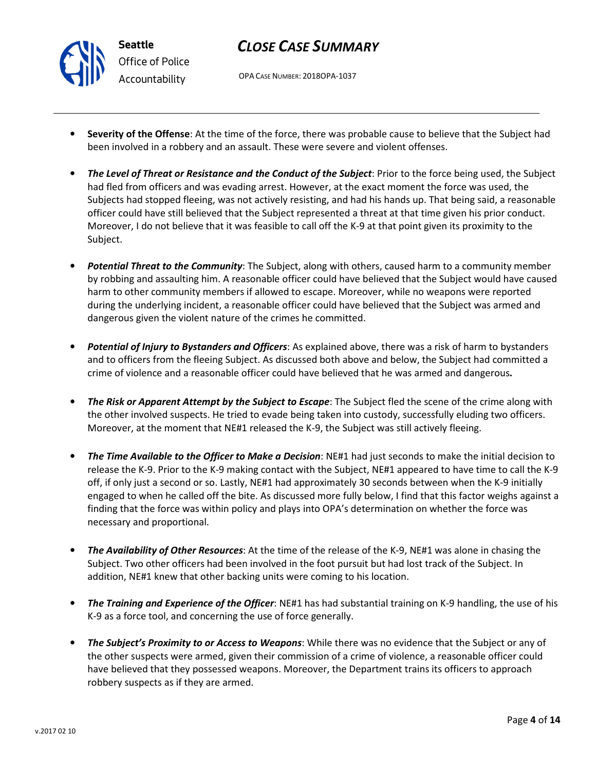- **Severity of the Offense**: At the time of the force, there was probable cause to believe that the Subject had been involved in a robbery and an assault. These were severe and violent offenses.

- ***The Level of Threat or Resistance and the Conduct of the Subject***: Prior to the force being used, the Subject had fled from officers and was evading arrest. However, at the exact moment the force was used, the Subjects had stopped fleeing, was not actively resisting, and had his hands up. That being said, a reasonable officer could have still believed that the Subject represented a threat at that time given his prior conduct. Moreover, I do not believe that it was feasible to call off the K-9 at that point given its proximity to the Subject.

- ***Potential Threat to the Community***: The Subject, along with others, caused harm to a community member by robbing and assaulting him. A reasonable officer could have believed that the Subject would have caused harm to other community members if allowed to escape. Moreover, while no weapons were reported during the underlying incident, a reasonable officer could have believed that the Subject was armed and dangerous given the violent nature of the crimes he committed.

- ***Potential of Injury to Bystanders and Officers***: As explained above, there was a risk of harm to bystanders and to officers from the fleeing Subject. As discussed both above and below, the Subject had committed a crime of violence and a reasonable officer could have believed that he was armed and dangerous***.***

- ***The Risk or Apparent Attempt by the Subject to Escape***: The Subject fled the scene of the crime along with the other involved suspects. He tried to evade being taken into custody, successfully eluding two officers. Moreover, at the moment that NE#1 released the K-9, the Subject was still actively fleeing.

- ***The Time Available to the Officer to Make a Decision***: NE#1 had just seconds to make the initial decision to release the K-9. Prior to the K-9 making contact with the Subject, NE#1 appeared to have time to call the K-9 off, if only just a second or so. Lastly, NE#1 had approximately 30 seconds between when the K-9 initially engaged to when he called off the bite. As discussed more fully below, I find that this factor weighs against a finding that the force was within policy and plays into OPA's determination on whether the force was necessary and proportional.

- ***The Availability of Other Resources***: At the time of the release of the K-9, NE#1 was alone in chasing the Subject. Two other officers had been involved in the foot pursuit but had lost track of the Subject. In addition, NE#1 knew that other backing units were coming to his location.

- ***The Training and Experience of the Officer***: NE#1 has had substantial training on K-9 handling, the use of his K-9 as a force tool, and concerning the use of force generally.

- ***The Subject's Proximity to or Access to Weapons***: While there was no evidence that the Subject or any of the other suspects were armed, given their commission of a crime of violence, a reasonable officer could have believed that they possessed weapons. Moreover, the Department trains its officers to approach robbery suspects as if they are armed.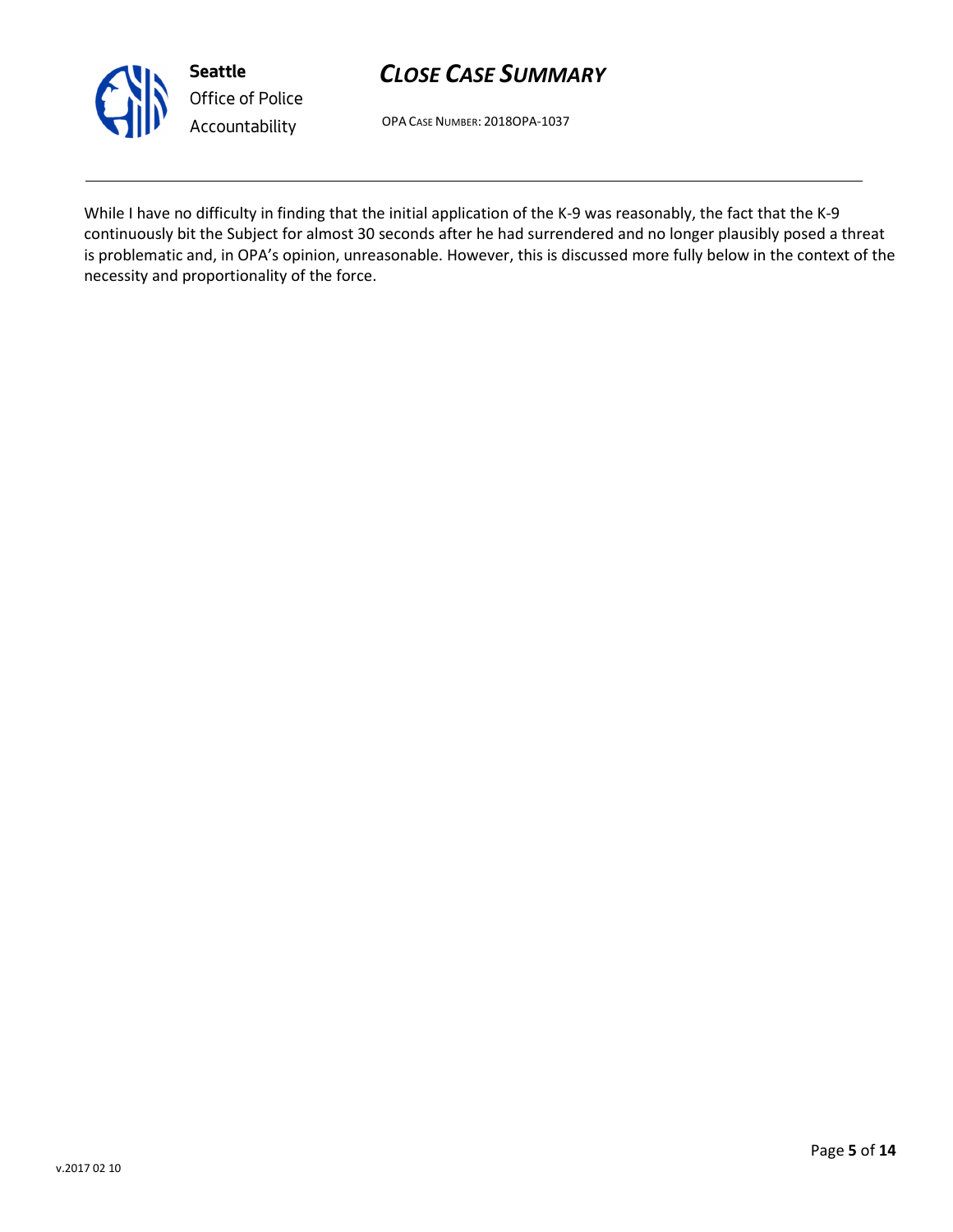While I have no difficulty in finding that the initial application of the K-9 was reasonably, the fact that the K-9 continuously bit the Subject for almost 30 seconds after he had surrendered and no longer plausibly posed a threat is problematic and, in OPA's opinion, unreasonable. However, this is discussed more fully below in the context of the necessity and proportionality of the force.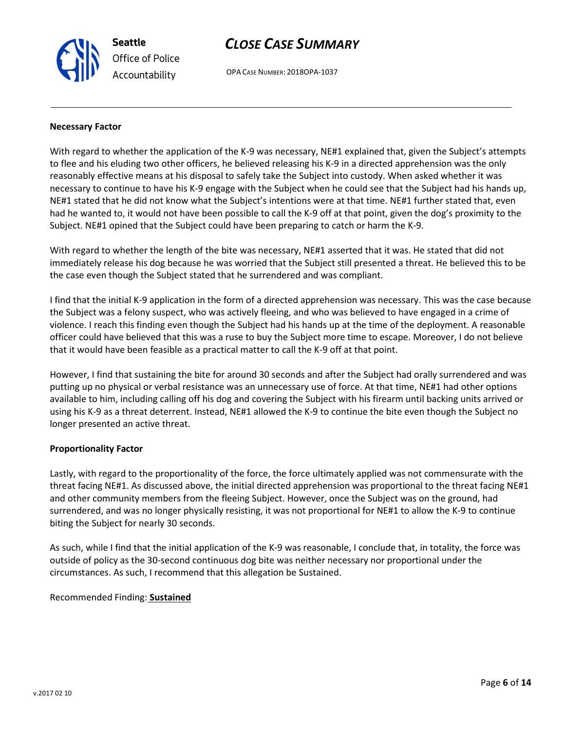**Necessary Factor**

With regard to whether the application of the K-9 was necessary, NE#1 explained that, given the Subject's attempts to flee and his eluding two other officers, he believed releasing his K-9 in a directed apprehension was the only reasonably effective means at his disposal to safely take the Subject into custody. When asked whether it was necessary to continue to have his K-9 engage with the Subject when he could see that the Subject had his hands up, NE#1 stated that he did not know what the Subject's intentions were at that time. NE#1 further stated that, even had he wanted to, it would not have been possible to call the K-9 off at that point, given the dog's proximity to the Subject. NE#1 opined that the Subject could have been preparing to catch or harm the K-9.

With regard to whether the length of the bite was necessary, NE#1 asserted that it was. He stated that did not immediately release his dog because he was worried that the Subject still presented a threat. He believed this to be the case even though the Subject stated that he surrendered and was compliant.

I find that the initial K-9 application in the form of a directed apprehension was necessary. This was the case because the Subject was a felony suspect, who was actively fleeing, and who was believed to have engaged in a crime of violence. I reach this finding even though the Subject had his hands up at the time of the deployment. A reasonable officer could have believed that this was a ruse to buy the Subject more time to escape. Moreover, I do not believe that it would have been feasible as a practical matter to call the K-9 off at that point.

However, I find that sustaining the bite for around 30 seconds and after the Subject had orally surrendered and was putting up no physical or verbal resistance was an unnecessary use of force. At that time, NE#1 had other options available to him, including calling off his dog and covering the Subject with his firearm until backing units arrived or using his K-9 as a threat deterrent. Instead, NE#1 allowed the K-9 to continue the bite even though the Subject no longer presented an active threat.

**Proportionality Factor**

Lastly, with regard to the proportionality of the force, the force ultimately applied was not commensurate with the threat facing NE#1. As discussed above, the initial directed apprehension was proportional to the threat facing NE#1 and other community members from the fleeing Subject. However, once the Subject was on the ground, had surrendered, and was no longer physically resisting, it was not proportional for NE#1 to allow the K-9 to continue biting the Subject for nearly 30 seconds.

As such, while I find that the initial application of the K-9 was reasonable, I conclude that, in totality, the force was outside of policy as the 30-second continuous dog bite was neither necessary nor proportional under the circumstances. As such, I recommend that this allegation be Sustained.

Recommended Finding: **Sustained**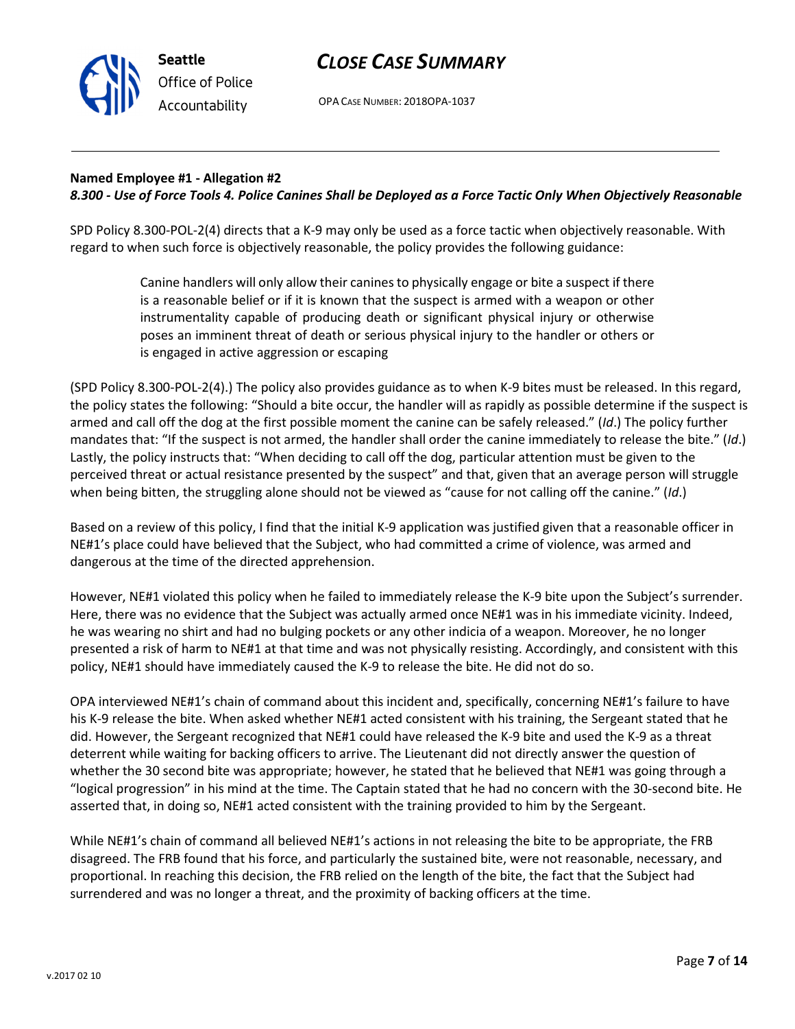**Named Employee #1 - Allegation #2**
***8.300 - Use of Force Tools 4. Police Canines Shall be Deployed as a Force Tactic Only When Objectively Reasonable***

SPD Policy 8.300-POL-2(4) directs that a K-9 may only be used as a force tactic when objectively reasonable. With regard to when such force is objectively reasonable, the policy provides the following guidance:

> Canine handlers will only allow their canines to physically engage or bite a suspect if there is a reasonable belief or if it is known that the suspect is armed with a weapon or other instrumentality capable of producing death or significant physical injury or otherwise poses an imminent threat of death or serious physical injury to the handler or others or is engaged in active aggression or escaping

(SPD Policy 8.300-POL-2(4).) The policy also provides guidance as to when K-9 bites must be released. In this regard, the policy states the following: "Should a bite occur, the handler will as rapidly as possible determine if the suspect is armed and call off the dog at the first possible moment the canine can be safely released." (*Id*.) The policy further mandates that: "If the suspect is not armed, the handler shall order the canine immediately to release the bite." (*Id*.) Lastly, the policy instructs that: "When deciding to call off the dog, particular attention must be given to the perceived threat or actual resistance presented by the suspect" and that, given that an average person will struggle when being bitten, the struggling alone should not be viewed as "cause for not calling off the canine." (*Id*.)

Based on a review of this policy, I find that the initial K-9 application was justified given that a reasonable officer in NE#1's place could have believed that the Subject, who had committed a crime of violence, was armed and dangerous at the time of the directed apprehension.

However, NE#1 violated this policy when he failed to immediately release the K-9 bite upon the Subject's surrender. Here, there was no evidence that the Subject was actually armed once NE#1 was in his immediate vicinity. Indeed, he was wearing no shirt and had no bulging pockets or any other indicia of a weapon. Moreover, he no longer presented a risk of harm to NE#1 at that time and was not physically resisting. Accordingly, and consistent with this policy, NE#1 should have immediately caused the K-9 to release the bite. He did not do so.

OPA interviewed NE#1's chain of command about this incident and, specifically, concerning NE#1's failure to have his K-9 release the bite. When asked whether NE#1 acted consistent with his training, the Sergeant stated that he did. However, the Sergeant recognized that NE#1 could have released the K-9 bite and used the K-9 as a threat deterrent while waiting for backing officers to arrive. The Lieutenant did not directly answer the question of whether the 30 second bite was appropriate; however, he stated that he believed that NE#1 was going through a "logical progression" in his mind at the time. The Captain stated that he had no concern with the 30-second bite. He asserted that, in doing so, NE#1 acted consistent with the training provided to him by the Sergeant.

While NE#1's chain of command all believed NE#1's actions in not releasing the bite to be appropriate, the FRB disagreed. The FRB found that his force, and particularly the sustained bite, were not reasonable, necessary, and proportional. In reaching this decision, the FRB relied on the length of the bite, the fact that the Subject had surrendered and was no longer a threat, and the proximity of backing officers at the time.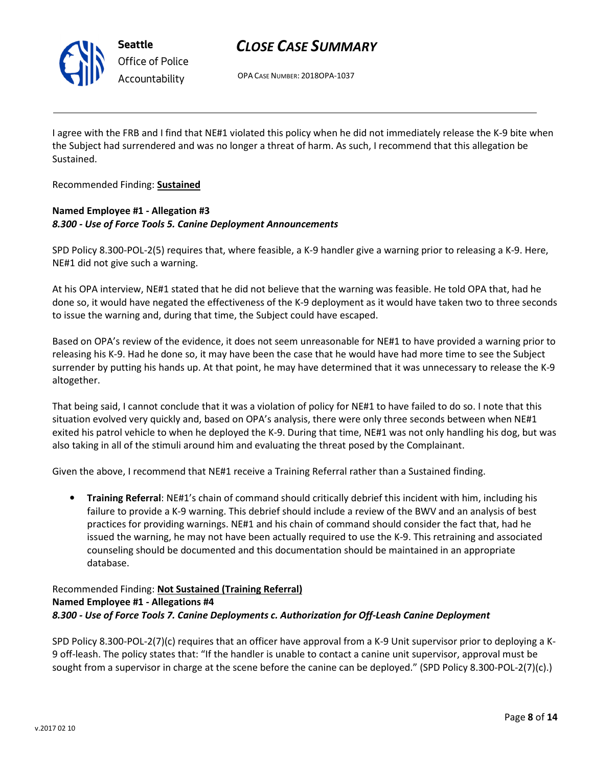I agree with the FRB and I find that NE#1 violated this policy when he did not immediately release the K-9 bite when the Subject had surrendered and was no longer a threat of harm. As such, I recommend that this allegation be Sustained.

Recommended Finding: **Sustained**

**Named Employee #1 - Allegation #3**
***8.300 - Use of Force Tools 5. Canine Deployment Announcements***

SPD Policy 8.300-POL-2(5) requires that, where feasible, a K-9 handler give a warning prior to releasing a K-9. Here, NE#1 did not give such a warning.

At his OPA interview, NE#1 stated that he did not believe that the warning was feasible. He told OPA that, had he done so, it would have negated the effectiveness of the K-9 deployment as it would have taken two to three seconds to issue the warning and, during that time, the Subject could have escaped.

Based on OPA's review of the evidence, it does not seem unreasonable for NE#1 to have provided a warning prior to releasing his K-9. Had he done so, it may have been the case that he would have had more time to see the Subject surrender by putting his hands up. At that point, he may have determined that it was unnecessary to release the K-9 altogether.

That being said, I cannot conclude that it was a violation of policy for NE#1 to have failed to do so. I note that this situation evolved very quickly and, based on OPA's analysis, there were only three seconds between when NE#1 exited his patrol vehicle to when he deployed the K-9. During that time, NE#1 was not only handling his dog, but was also taking in all of the stimuli around him and evaluating the threat posed by the Complainant.

Given the above, I recommend that NE#1 receive a Training Referral rather than a Sustained finding.

- **Training Referral**: NE#1's chain of command should critically debrief this incident with him, including his failure to provide a K-9 warning. This debrief should include a review of the BWV and an analysis of best practices for providing warnings. NE#1 and his chain of command should consider the fact that, had he issued the warning, he may not have been actually required to use the K-9. This retraining and associated counseling should be documented and this documentation should be maintained in an appropriate database.

Recommended Finding: **Not Sustained (Training Referral)**

**Named Employee #1 - Allegations #4**
***8.300 - Use of Force Tools 7. Canine Deployments c. Authorization for Off-Leash Canine Deployment***

SPD Policy 8.300-POL-2(7)(c) requires that an officer have approval from a K-9 Unit supervisor prior to deploying a K-9 off-leash. The policy states that: "If the handler is unable to contact a canine unit supervisor, approval must be sought from a supervisor in charge at the scene before the canine can be deployed." (SPD Policy 8.300-POL-2(7)(c).)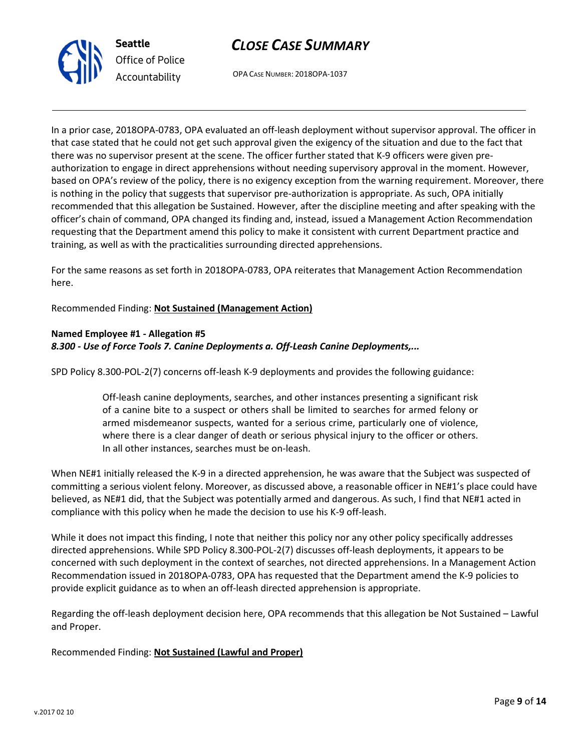In a prior case, 2018OPA-0783, OPA evaluated an off-leash deployment without supervisor approval. The officer in that case stated that he could not get such approval given the exigency of the situation and due to the fact that there was no supervisor present at the scene. The officer further stated that K-9 officers were given pre-authorization to engage in direct apprehensions without needing supervisory approval in the moment. However, based on OPA's review of the policy, there is no exigency exception from the warning requirement. Moreover, there is nothing in the policy that suggests that supervisor pre-authorization is appropriate. As such, OPA initially recommended that this allegation be Sustained. However, after the discipline meeting and after speaking with the officer's chain of command, OPA changed its finding and, instead, issued a Management Action Recommendation requesting that the Department amend this policy to make it consistent with current Department practice and training, as well as with the practicalities surrounding directed apprehensions.

For the same reasons as set forth in 2018OPA-0783, OPA reiterates that Management Action Recommendation here.

Recommended Finding: **Not Sustained (Management Action)**

**Named Employee #1 - Allegation #5**
***8.300 - Use of Force Tools 7. Canine Deployments a. Off-Leash Canine Deployments,...***

SPD Policy 8.300-POL-2(7) concerns off-leash K-9 deployments and provides the following guidance:

> Off-leash canine deployments, searches, and other instances presenting a significant risk of a canine bite to a suspect or others shall be limited to searches for armed felony or armed misdemeanor suspects, wanted for a serious crime, particularly one of violence, where there is a clear danger of death or serious physical injury to the officer or others. In all other instances, searches must be on-leash.

When NE#1 initially released the K-9 in a directed apprehension, he was aware that the Subject was suspected of committing a serious violent felony. Moreover, as discussed above, a reasonable officer in NE#1's place could have believed, as NE#1 did, that the Subject was potentially armed and dangerous. As such, I find that NE#1 acted in compliance with this policy when he made the decision to use his K-9 off-leash.

While it does not impact this finding, I note that neither this policy nor any other policy specifically addresses directed apprehensions. While SPD Policy 8.300-POL-2(7) discusses off-leash deployments, it appears to be concerned with such deployment in the context of searches, not directed apprehensions. In a Management Action Recommendation issued in 2018OPA-0783, OPA has requested that the Department amend the K-9 policies to provide explicit guidance as to when an off-leash directed apprehension is appropriate.

Regarding the off-leash deployment decision here, OPA recommends that this allegation be Not Sustained – Lawful and Proper.

Recommended Finding: **Not Sustained (Lawful and Proper)**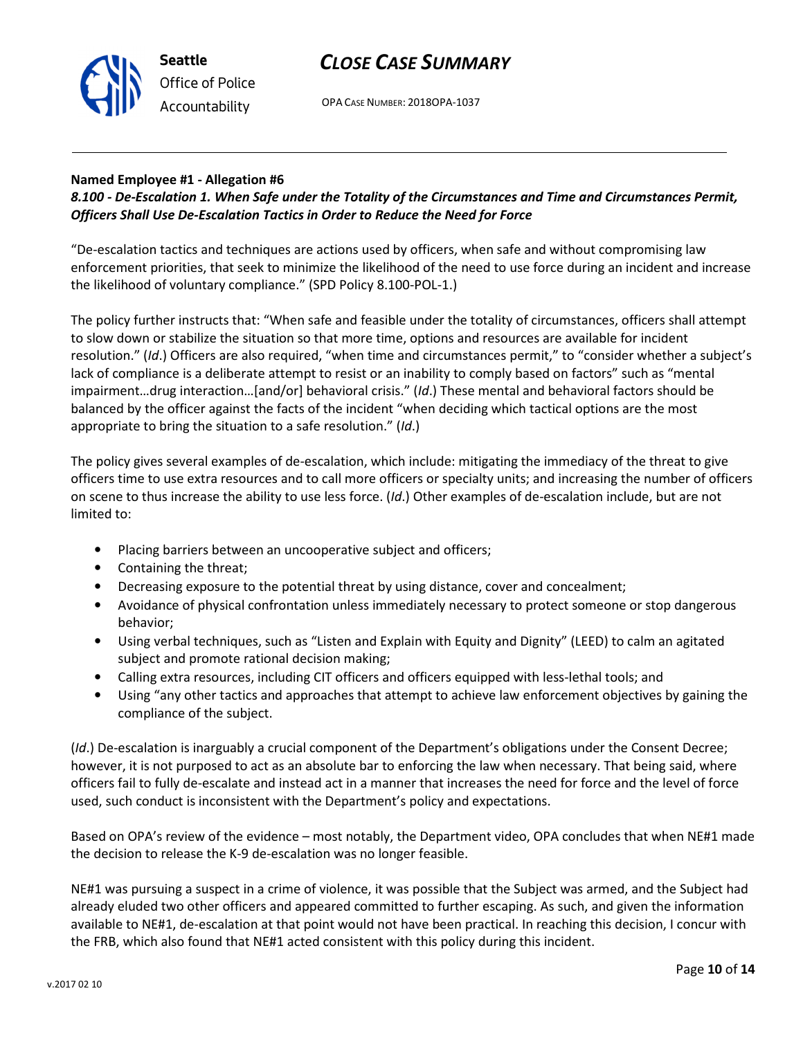**Named Employee #1 - Allegation #6**
***8.100 - De-Escalation 1. When Safe under the Totality of the Circumstances and Time and Circumstances Permit, Officers Shall Use De-Escalation Tactics in Order to Reduce the Need for Force***

"De-escalation tactics and techniques are actions used by officers, when safe and without compromising law enforcement priorities, that seek to minimize the likelihood of the need to use force during an incident and increase the likelihood of voluntary compliance." (SPD Policy 8.100-POL-1.)

The policy further instructs that: "When safe and feasible under the totality of circumstances, officers shall attempt to slow down or stabilize the situation so that more time, options and resources are available for incident resolution." (*Id*.) Officers are also required, "when time and circumstances permit," to "consider whether a subject's lack of compliance is a deliberate attempt to resist or an inability to comply based on factors" such as "mental impairment…drug interaction…[and/or] behavioral crisis." (*Id*.) These mental and behavioral factors should be balanced by the officer against the facts of the incident "when deciding which tactical options are the most appropriate to bring the situation to a safe resolution." (*Id*.)

The policy gives several examples of de-escalation, which include: mitigating the immediacy of the threat to give officers time to use extra resources and to call more officers or specialty units; and increasing the number of officers on scene to thus increase the ability to use less force. (*Id*.) Other examples of de-escalation include, but are not limited to:

- Placing barriers between an uncooperative subject and officers;
- Containing the threat;
- Decreasing exposure to the potential threat by using distance, cover and concealment;
- Avoidance of physical confrontation unless immediately necessary to protect someone or stop dangerous behavior;
- Using verbal techniques, such as "Listen and Explain with Equity and Dignity" (LEED) to calm an agitated subject and promote rational decision making;
- Calling extra resources, including CIT officers and officers equipped with less-lethal tools; and
- Using "any other tactics and approaches that attempt to achieve law enforcement objectives by gaining the compliance of the subject.

(*Id*.) De-escalation is inarguably a crucial component of the Department's obligations under the Consent Decree; however, it is not purposed to act as an absolute bar to enforcing the law when necessary. That being said, where officers fail to fully de-escalate and instead act in a manner that increases the need for force and the level of force used, such conduct is inconsistent with the Department's policy and expectations.

Based on OPA's review of the evidence – most notably, the Department video, OPA concludes that when NE#1 made the decision to release the K-9 de-escalation was no longer feasible.

NE#1 was pursuing a suspect in a crime of violence, it was possible that the Subject was armed, and the Subject had already eluded two other officers and appeared committed to further escaping. As such, and given the information available to NE#1, de-escalation at that point would not have been practical. In reaching this decision, I concur with the FRB, which also found that NE#1 acted consistent with this policy during this incident.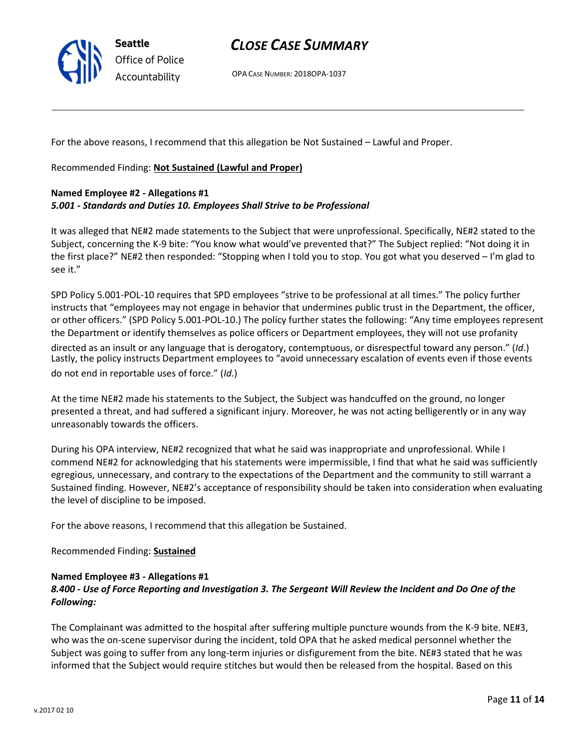For the above reasons, I recommend that this allegation be Not Sustained – Lawful and Proper.

Recommended Finding: **Not Sustained (Lawful and Proper)**

**Named Employee #2 - Allegations #1**
***5.001 - Standards and Duties 10. Employees Shall Strive to be Professional***

It was alleged that NE#2 made statements to the Subject that were unprofessional. Specifically, NE#2 stated to the Subject, concerning the K-9 bite: "You know what would've prevented that?" The Subject replied: "Not doing it in the first place?" NE#2 then responded: "Stopping when I told you to stop. You got what you deserved – I'm glad to see it."

SPD Policy 5.001-POL-10 requires that SPD employees "strive to be professional at all times." The policy further instructs that "employees may not engage in behavior that undermines public trust in the Department, the officer, or other officers." (SPD Policy 5.001-POL-10.) The policy further states the following: "Any time employees represent the Department or identify themselves as police officers or Department employees, they will not use profanity directed as an insult or any language that is derogatory, contemptuous, or disrespectful toward any person." (*Id*.) Lastly, the policy instructs Department employees to "avoid unnecessary escalation of events even if those events do not end in reportable uses of force." (*Id*.)

At the time NE#2 made his statements to the Subject, the Subject was handcuffed on the ground, no longer presented a threat, and had suffered a significant injury. Moreover, he was not acting belligerently or in any way unreasonably towards the officers.

During his OPA interview, NE#2 recognized that what he said was inappropriate and unprofessional. While I commend NE#2 for acknowledging that his statements were impermissible, I find that what he said was sufficiently egregious, unnecessary, and contrary to the expectations of the Department and the community to still warrant a Sustained finding. However, NE#2's acceptance of responsibility should be taken into consideration when evaluating the level of discipline to be imposed.

For the above reasons, I recommend that this allegation be Sustained.

Recommended Finding: **Sustained**

**Named Employee #3 - Allegations #1**
***8.400 - Use of Force Reporting and Investigation 3. The Sergeant Will Review the Incident and Do One of the Following:***

The Complainant was admitted to the hospital after suffering multiple puncture wounds from the K-9 bite. NE#3, who was the on-scene supervisor during the incident, told OPA that he asked medical personnel whether the Subject was going to suffer from any long-term injuries or disfigurement from the bite. NE#3 stated that he was informed that the Subject would require stitches but would then be released from the hospital. Based on this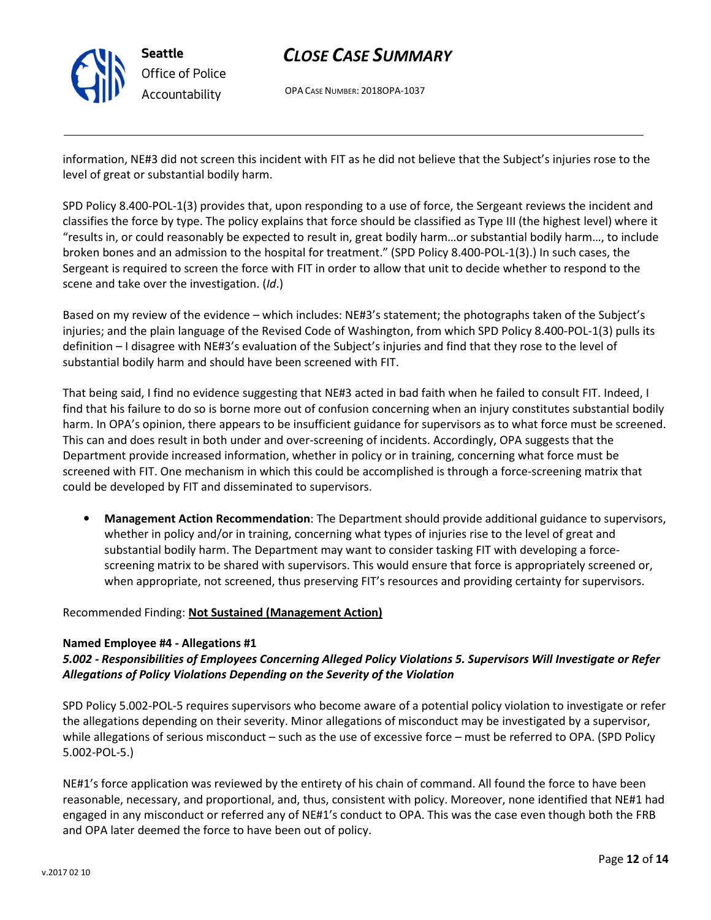information, NE#3 did not screen this incident with FIT as he did not believe that the Subject's injuries rose to the level of great or substantial bodily harm.

SPD Policy 8.400-POL-1(3) provides that, upon responding to a use of force, the Sergeant reviews the incident and classifies the force by type. The policy explains that force should be classified as Type III (the highest level) where it "results in, or could reasonably be expected to result in, great bodily harm…or substantial bodily harm…, to include broken bones and an admission to the hospital for treatment." (SPD Policy 8.400-POL-1(3).) In such cases, the Sergeant is required to screen the force with FIT in order to allow that unit to decide whether to respond to the scene and take over the investigation. (*Id*.)

Based on my review of the evidence – which includes: NE#3's statement; the photographs taken of the Subject's injuries; and the plain language of the Revised Code of Washington, from which SPD Policy 8.400-POL-1(3) pulls its definition – I disagree with NE#3's evaluation of the Subject's injuries and find that they rose to the level of substantial bodily harm and should have been screened with FIT.

That being said, I find no evidence suggesting that NE#3 acted in bad faith when he failed to consult FIT. Indeed, I find that his failure to do so is borne more out of confusion concerning when an injury constitutes substantial bodily harm. In OPA's opinion, there appears to be insufficient guidance for supervisors as to what force must be screened. This can and does result in both under and over-screening of incidents. Accordingly, OPA suggests that the Department provide increased information, whether in policy or in training, concerning what force must be screened with FIT. One mechanism in which this could be accomplished is through a force-screening matrix that could be developed by FIT and disseminated to supervisors.

- **Management Action Recommendation**: The Department should provide additional guidance to supervisors, whether in policy and/or in training, concerning what types of injuries rise to the level of great and substantial bodily harm. The Department may want to consider tasking FIT with developing a force-screening matrix to be shared with supervisors. This would ensure that force is appropriately screened or, when appropriate, not screened, thus preserving FIT's resources and providing certainty for supervisors.

Recommended Finding: **Not Sustained (Management Action)**

**Named Employee #4 - Allegations #1**
***5.002 - Responsibilities of Employees Concerning Alleged Policy Violations 5. Supervisors Will Investigate or Refer Allegations of Policy Violations Depending on the Severity of the Violation***

SPD Policy 5.002-POL-5 requires supervisors who become aware of a potential policy violation to investigate or refer the allegations depending on their severity. Minor allegations of misconduct may be investigated by a supervisor, while allegations of serious misconduct – such as the use of excessive force – must be referred to OPA. (SPD Policy 5.002-POL-5.)

NE#1's force application was reviewed by the entirety of his chain of command. All found the force to have been reasonable, necessary, and proportional, and, thus, consistent with policy. Moreover, none identified that NE#1 had engaged in any misconduct or referred any of NE#1's conduct to OPA. This was the case even though both the FRB and OPA later deemed the force to have been out of policy.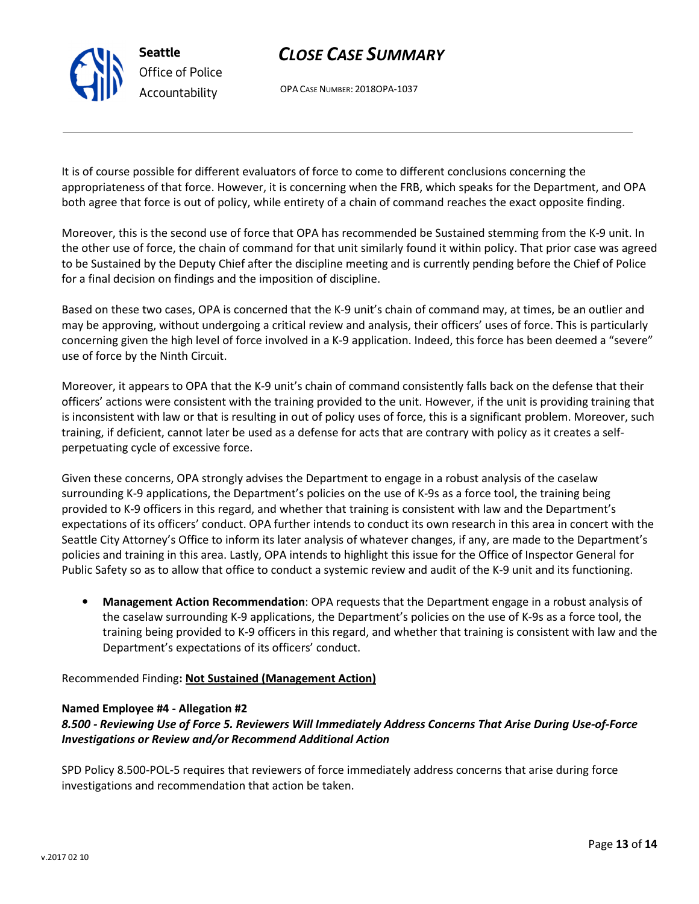It is of course possible for different evaluators of force to come to different conclusions concerning the appropriateness of that force. However, it is concerning when the FRB, which speaks for the Department, and OPA both agree that force is out of policy, while entirety of a chain of command reaches the exact opposite finding.

Moreover, this is the second use of force that OPA has recommended be Sustained stemming from the K-9 unit. In the other use of force, the chain of command for that unit similarly found it within policy. That prior case was agreed to be Sustained by the Deputy Chief after the discipline meeting and is currently pending before the Chief of Police for a final decision on findings and the imposition of discipline.

Based on these two cases, OPA is concerned that the K-9 unit's chain of command may, at times, be an outlier and may be approving, without undergoing a critical review and analysis, their officers' uses of force. This is particularly concerning given the high level of force involved in a K-9 application. Indeed, this force has been deemed a "severe" use of force by the Ninth Circuit.

Moreover, it appears to OPA that the K-9 unit's chain of command consistently falls back on the defense that their officers' actions were consistent with the training provided to the unit. However, if the unit is providing training that is inconsistent with law or that is resulting in out of policy uses of force, this is a significant problem. Moreover, such training, if deficient, cannot later be used as a defense for acts that are contrary with policy as it creates a self-perpetuating cycle of excessive force.

Given these concerns, OPA strongly advises the Department to engage in a robust analysis of the caselaw surrounding K-9 applications, the Department's policies on the use of K-9s as a force tool, the training being provided to K-9 officers in this regard, and whether that training is consistent with law and the Department's expectations of its officers' conduct. OPA further intends to conduct its own research in this area in concert with the Seattle City Attorney's Office to inform its later analysis of whatever changes, if any, are made to the Department's policies and training in this area. Lastly, OPA intends to highlight this issue for the Office of Inspector General for Public Safety so as to allow that office to conduct a systemic review and audit of the K-9 unit and its functioning.

- **Management Action Recommendation**: OPA requests that the Department engage in a robust analysis of the caselaw surrounding K-9 applications, the Department's policies on the use of K-9s as a force tool, the training being provided to K-9 officers in this regard, and whether that training is consistent with law and the Department's expectations of its officers' conduct.

Recommended Finding**: <u>Not Sustained (Management Action)</u>**

**Named Employee #4 - Allegation #2**
***8.500 - Reviewing Use of Force 5. Reviewers Will Immediately Address Concerns That Arise During Use-of-Force Investigations or Review and/or Recommend Additional Action***

SPD Policy 8.500-POL-5 requires that reviewers of force immediately address concerns that arise during force investigations and recommendation that action be taken.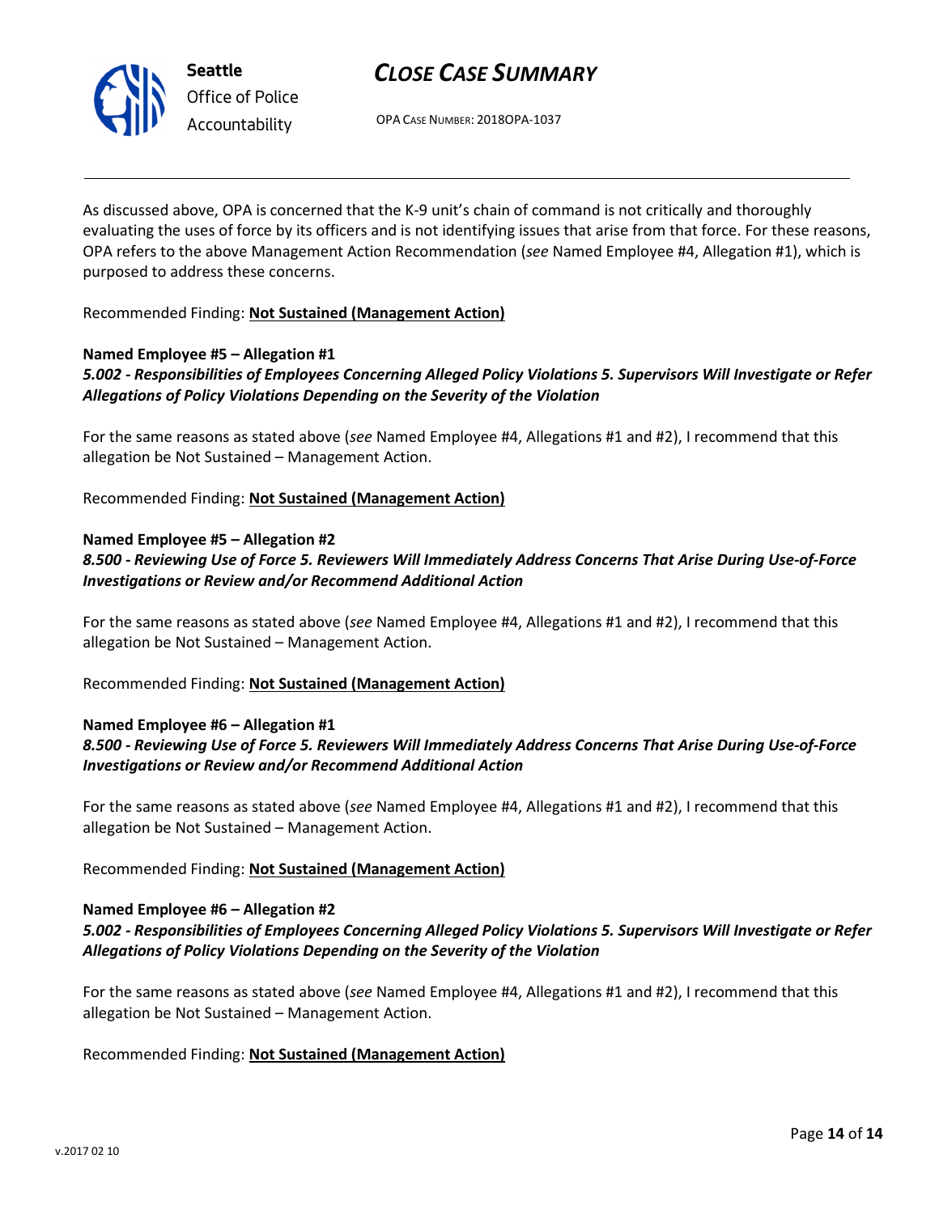As discussed above, OPA is concerned that the K-9 unit's chain of command is not critically and thoroughly evaluating the uses of force by its officers and is not identifying issues that arise from that force. For these reasons, OPA refers to the above Management Action Recommendation (*see* Named Employee #4, Allegation #1), which is purposed to address these concerns.

Recommended Finding: **Not Sustained (Management Action)**

**Named Employee #5 – Allegation #1**
***5.002 - Responsibilities of Employees Concerning Alleged Policy Violations 5. Supervisors Will Investigate or Refer Allegations of Policy Violations Depending on the Severity of the Violation***

For the same reasons as stated above (*see* Named Employee #4, Allegations #1 and #2), I recommend that this allegation be Not Sustained – Management Action.

Recommended Finding: **Not Sustained (Management Action)**

**Named Employee #5 – Allegation #2**
***8.500 - Reviewing Use of Force 5. Reviewers Will Immediately Address Concerns That Arise During Use-of-Force Investigations or Review and/or Recommend Additional Action***

For the same reasons as stated above (*see* Named Employee #4, Allegations #1 and #2), I recommend that this allegation be Not Sustained – Management Action.

Recommended Finding: **Not Sustained (Management Action)**

**Named Employee #6 – Allegation #1**
***8.500 - Reviewing Use of Force 5. Reviewers Will Immediately Address Concerns That Arise During Use-of-Force Investigations or Review and/or Recommend Additional Action***

For the same reasons as stated above (*see* Named Employee #4, Allegations #1 and #2), I recommend that this allegation be Not Sustained – Management Action.

Recommended Finding: **Not Sustained (Management Action)**

**Named Employee #6 – Allegation #2**
***5.002 - Responsibilities of Employees Concerning Alleged Policy Violations 5. Supervisors Will Investigate or Refer Allegations of Policy Violations Depending on the Severity of the Violation***

For the same reasons as stated above (*see* Named Employee #4, Allegations #1 and #2), I recommend that this allegation be Not Sustained – Management Action.

Recommended Finding: **Not Sustained (Management Action)**